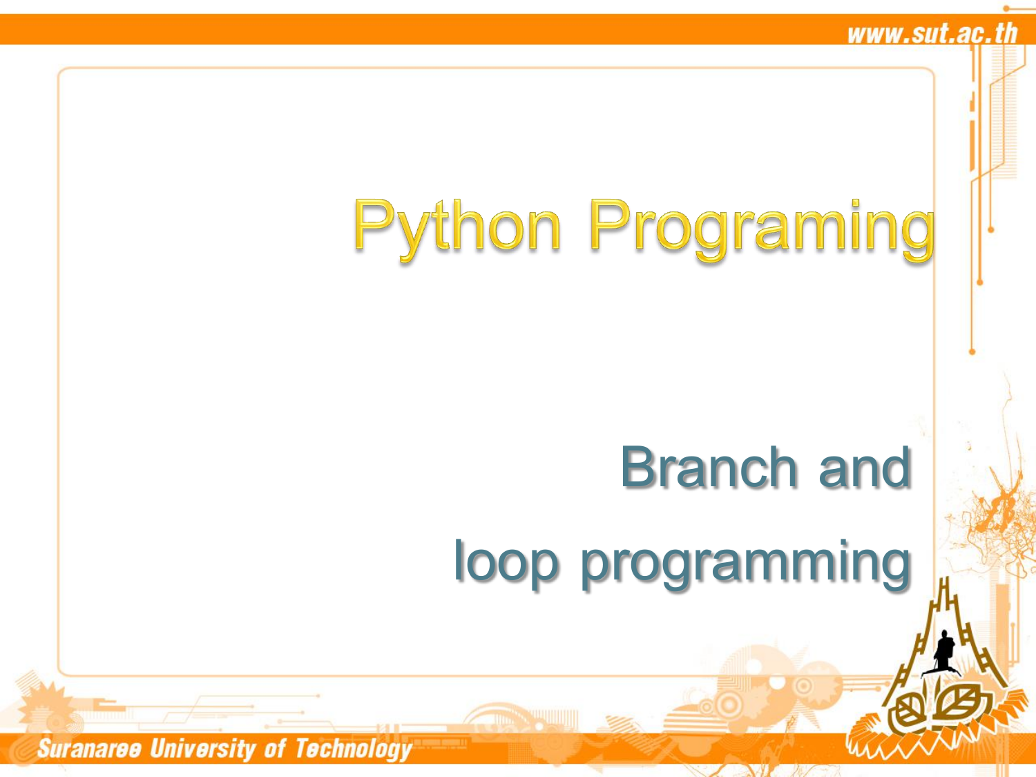# Python Programing

## Branch and loop programming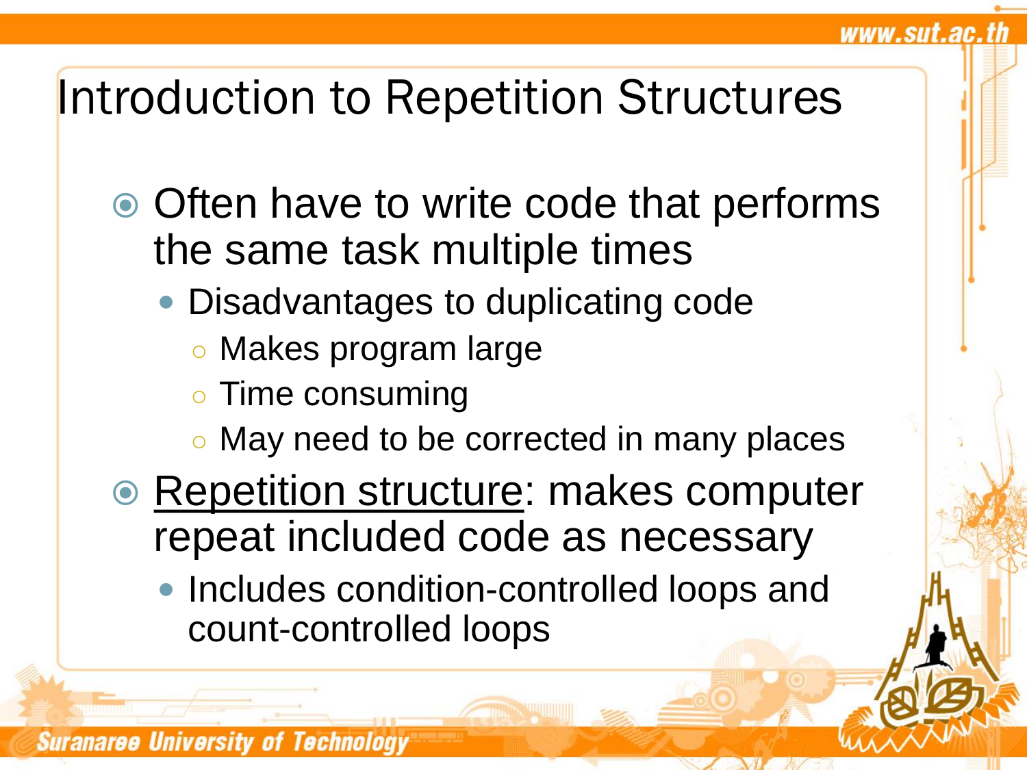# Introduction to Repetition Structures

- Often have to write code that performs the same task multiple times
  - Disadvantages to duplicating code
    - Makes program large
    - Time consuming
    - May need to be corrected in many places
- <u>Repetition structure</u>: makes computer repeat included code as necessary
  - Includes condition-controlled loops and count-controlled loops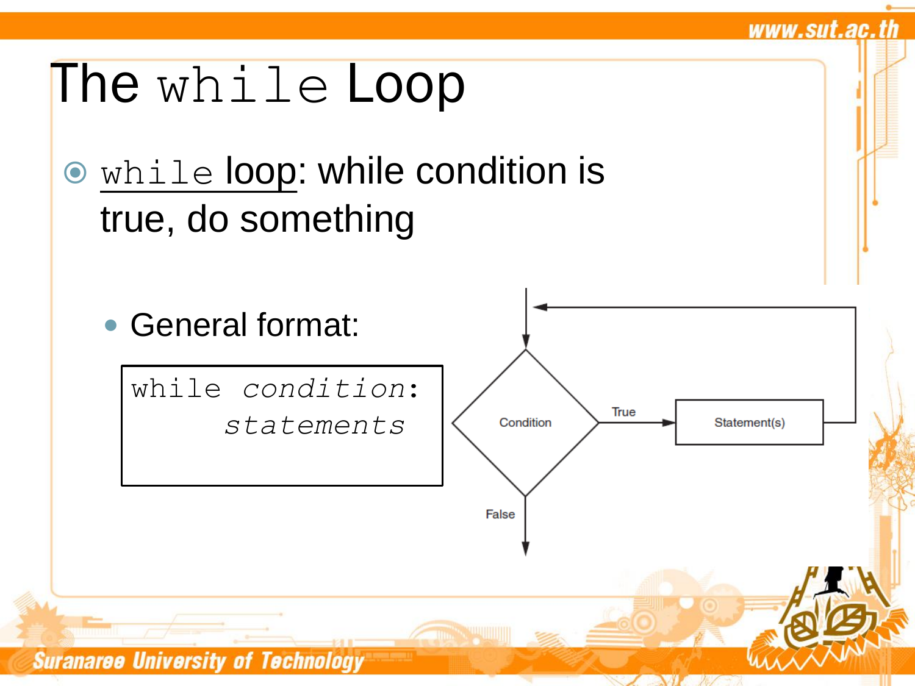# The `while` Loop

- `while` loop: while condition is true, do something

  - General format:

```
while condition:
      statements
```

Condition

True

Statement(s)

False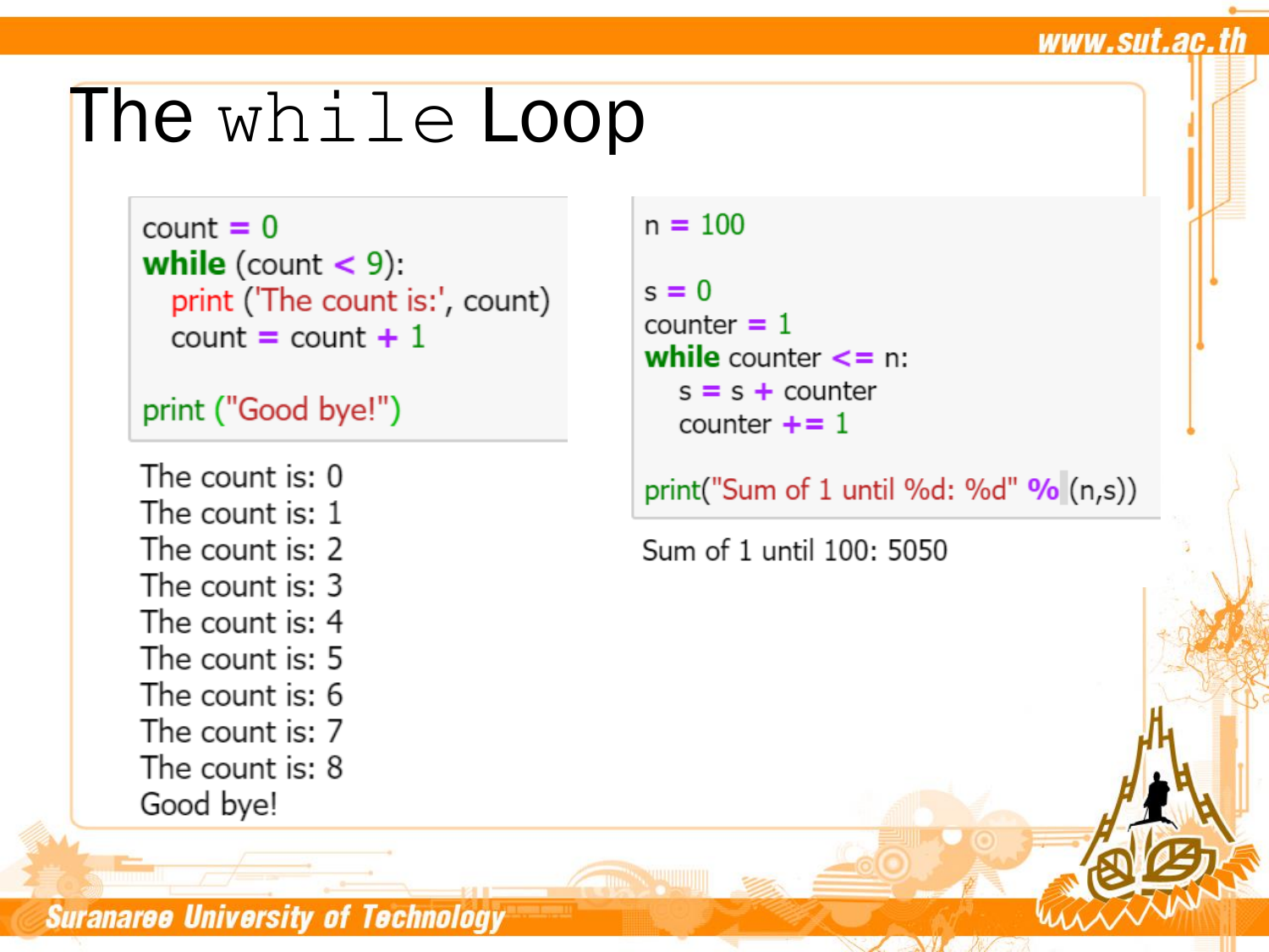# The `while` Loop

```python
count = 0
while (count < 9):
   print ('The count is:', count)
   count = count + 1

print ("Good bye!")
```

```
The count is: 0
The count is: 1
The count is: 2
The count is: 3
The count is: 4
The count is: 5
The count is: 6
The count is: 7
The count is: 8
Good bye!
```

```python
n = 100

s = 0
counter = 1
while counter <= n:
    s = s + counter
    counter += 1

print("Sum of 1 until %d: %d" % (n,s))
```

```
Sum of 1 until 100: 5050
```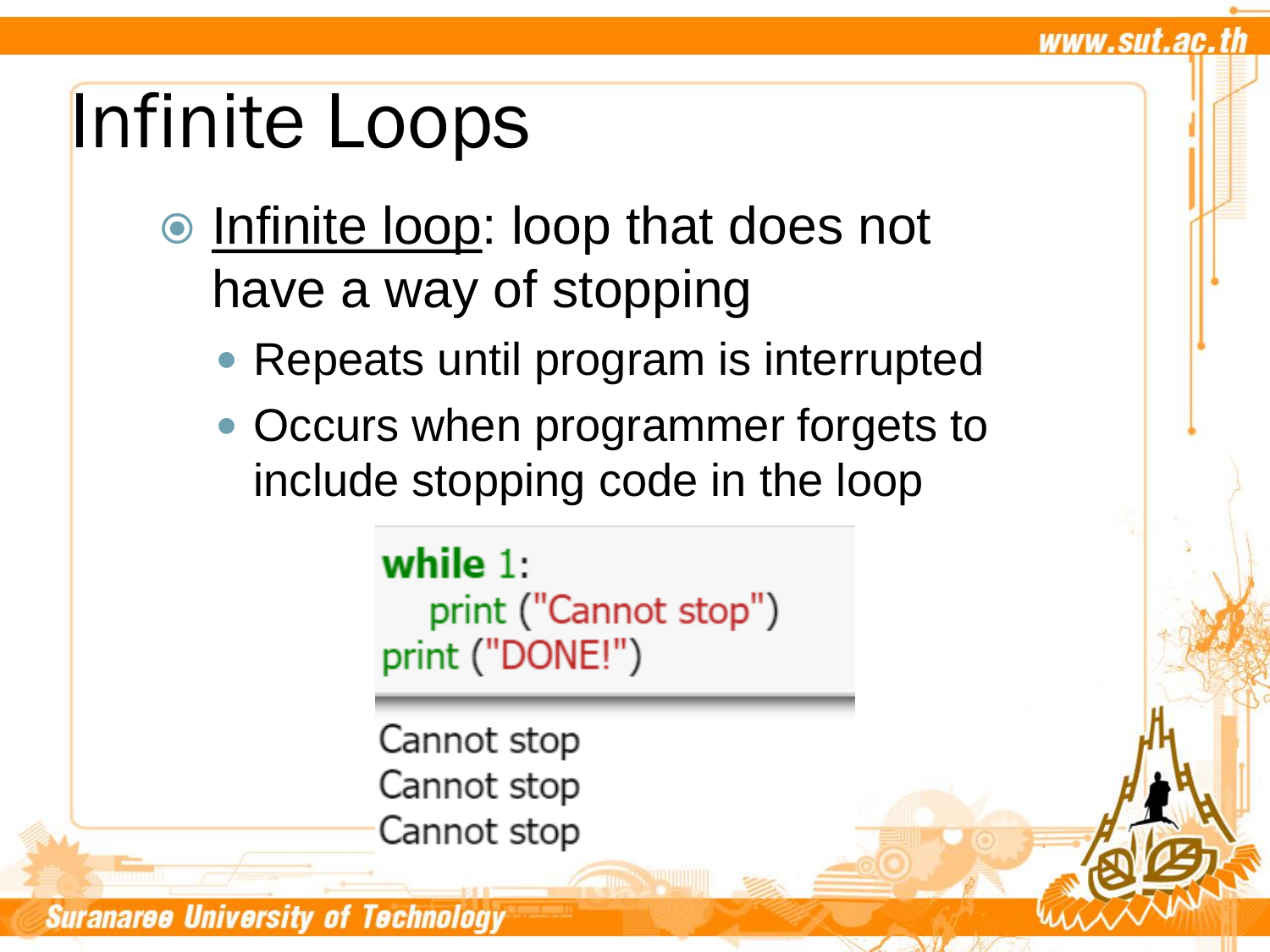# Infinite Loops

- Infinite loop: loop that does not have a way of stopping
  - Repeats until program is interrupted
  - Occurs when programmer forgets to include stopping code in the loop

```
while 1:
    print ("Cannot stop")
print ("DONE!")
```

```
Cannot stop
Cannot stop
Cannot stop
```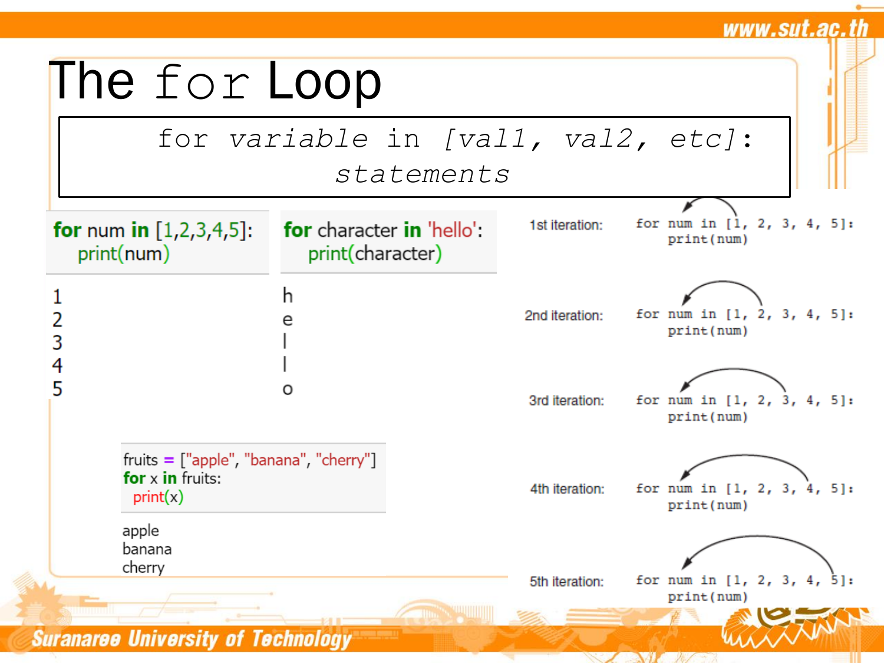# The `for` Loop

```
for variable in [val1, val2, etc]:
        statements
```

```python
for num in [1,2,3,4,5]:
    print(num)
```

```
1
2
3
4
5
```

```python
for character in 'hello':
    print(character)
```

```
h
e
l
l
o
```

```python
fruits = ["apple", "banana", "cherry"]
for x in fruits:
  print(x)
```

```
apple
banana
cherry
```

1st iteration:
```
for num in [1, 2, 3, 4, 5]:
    print(num)
```

2nd iteration:
```
for num in [1, 2, 3, 4, 5]:
    print(num)
```

3rd iteration:
```
for num in [1, 2, 3, 4, 5]:
    print(num)
```

4th iteration:
```
for num in [1, 2, 3, 4, 5]:
    print(num)
```

5th iteration:
```
for num in [1, 2, 3, 4, 5]:
    print(num)
```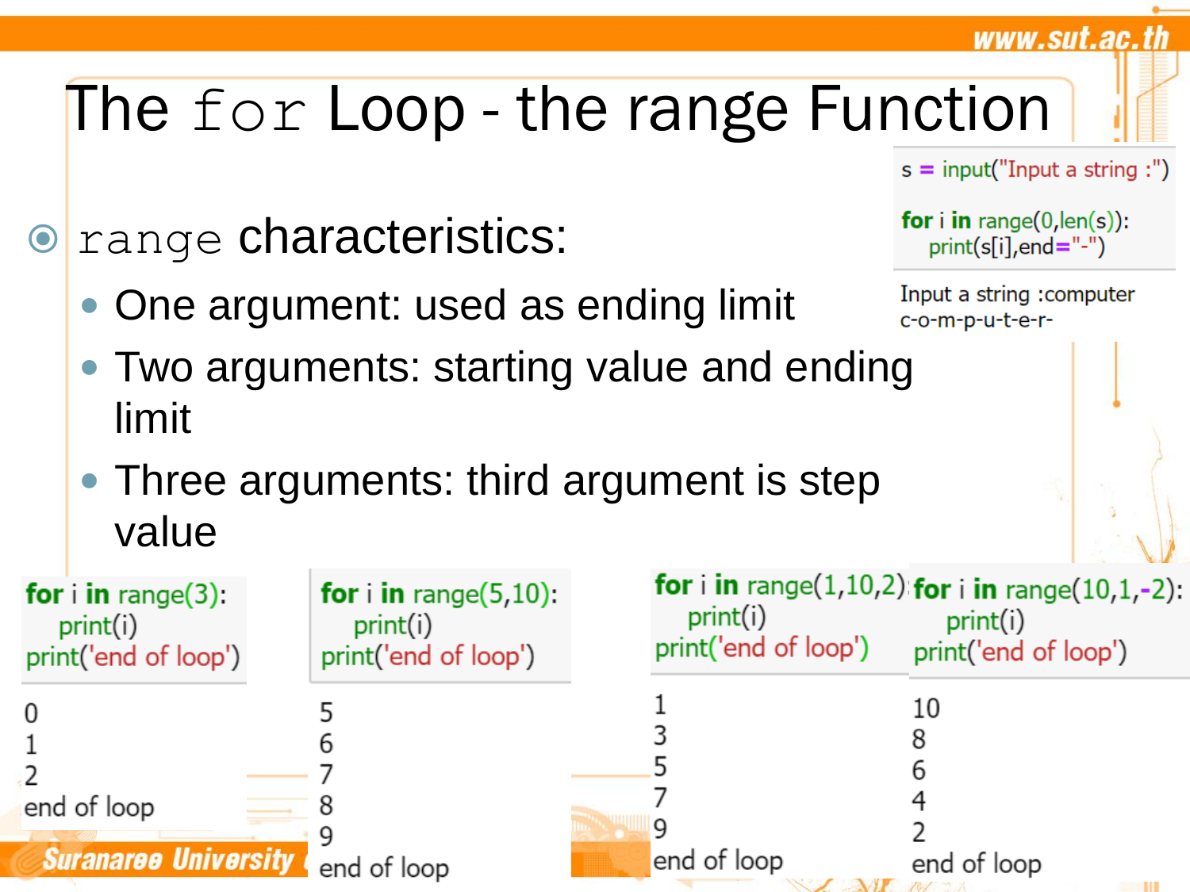# The `for` Loop - the range Function

```
s = input("Input a string :")

for i in range(0,len(s)):
    print(s[i],end="-")
```

```
Input a string :computer
c-o-m-p-u-t-e-r-
```

- `range` characteristics:
  - One argument: used as ending limit
  - Two arguments: starting value and ending limit
  - Three arguments: third argument is step value

```
for i in range(3):
    print(i)
print('end of loop')
```

```
0
1
2
end of loop
```

```
for i in range(5,10):
    print(i)
print('end of loop')
```

```
5
6
7
8
9
end of loop
```

```
for i in range(1,10,2):
    print(i)
print('end of loop')
```

```
1
3
5
7
9
end of loop
```

```
for i in range(10,1,-2):
    print(i)
print('end of loop')
```

```
10
8
6
4
2
end of loop
```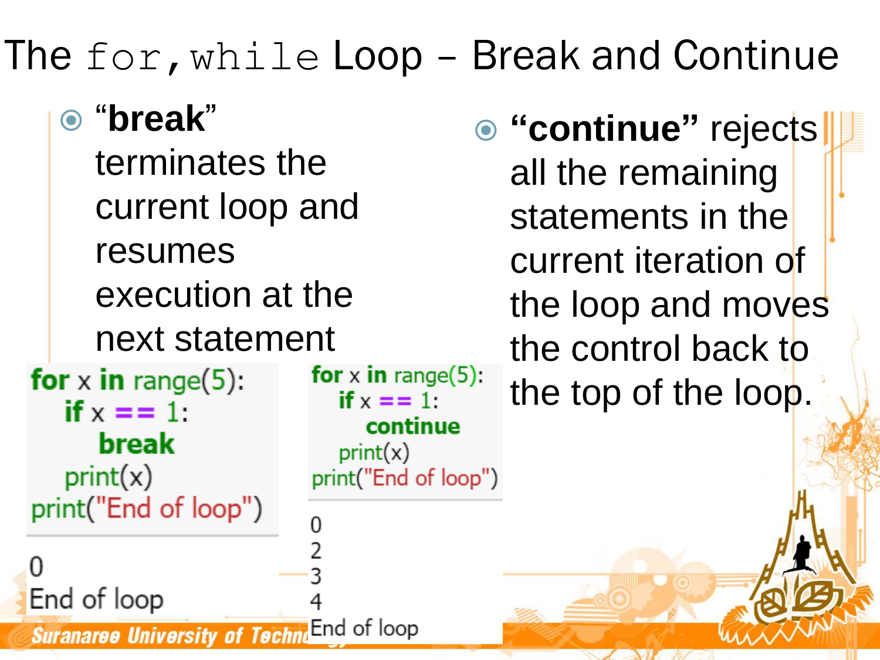# The `for,while` Loop – Break and Continue

- "**break**" terminates the current loop and resumes execution at the next statement

```
for x in range(5):
    if x == 1:
        break
    print(x)
print("End of loop")
```

```
0
End of loop
```

- **"continue"** rejects all the remaining statements in the current iteration of the loop and moves the control back to the top of the loop.

```
for x in range(5):
    if x == 1:
        continue
    print(x)
print("End of loop")
```

```
0
2
3
4
End of loop
```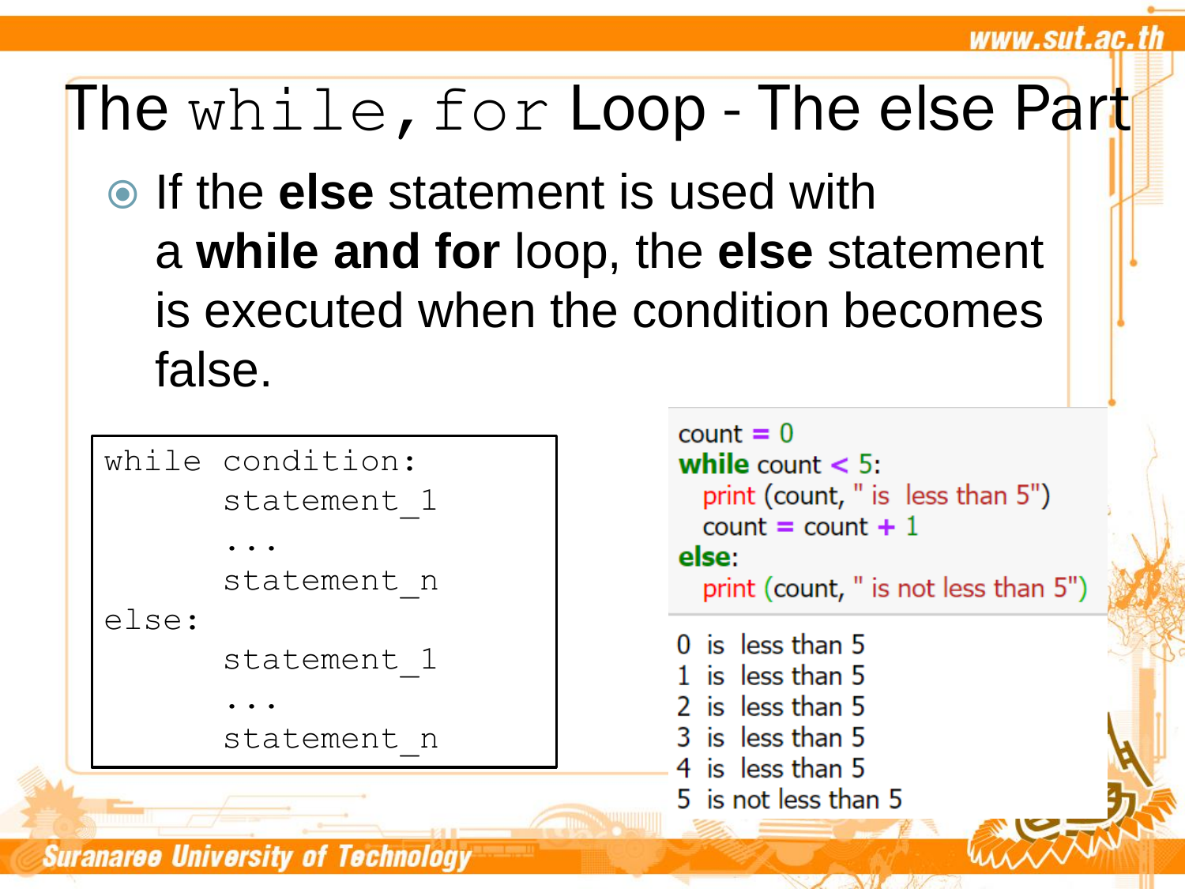# The `while, for` Loop - The else Part

- If the **else** statement is used with a **while and for** loop, the **else** statement is executed when the condition becomes false.

```
while condition:
      statement_1
      ...
      statement_n
else:
      statement_1
      ...
      statement_n
```

```
count = 0
while count < 5:
   print (count, " is  less than 5")
   count = count + 1
else:
   print (count, " is not less than 5")
```

```
0  is  less than 5
1  is  less than 5
2  is  less than 5
3  is  less than 5
4  is  less than 5
5  is not less than 5
```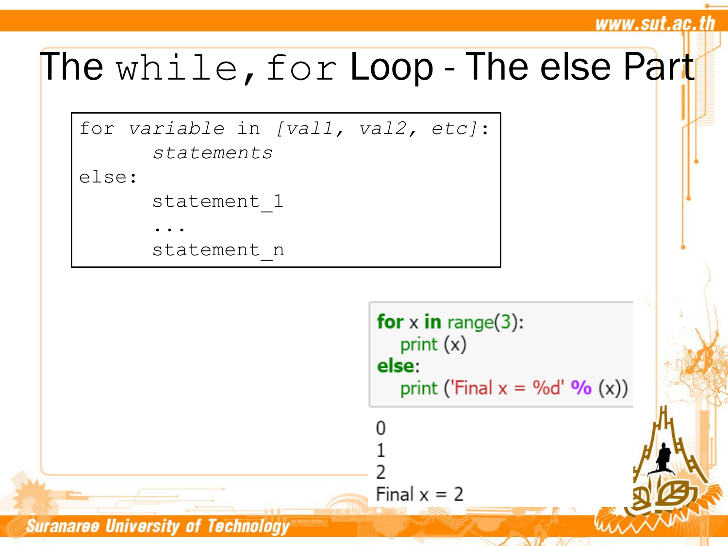# The while, for Loop - The else Part

```
for variable in [val1, val2, etc]:
      statements
else:
      statement_1
      ...
      statement_n
```

```
for x in range(3):
    print (x)
else:
    print ('Final x = %d' % (x))
```

```
0
1
2
Final x = 2
```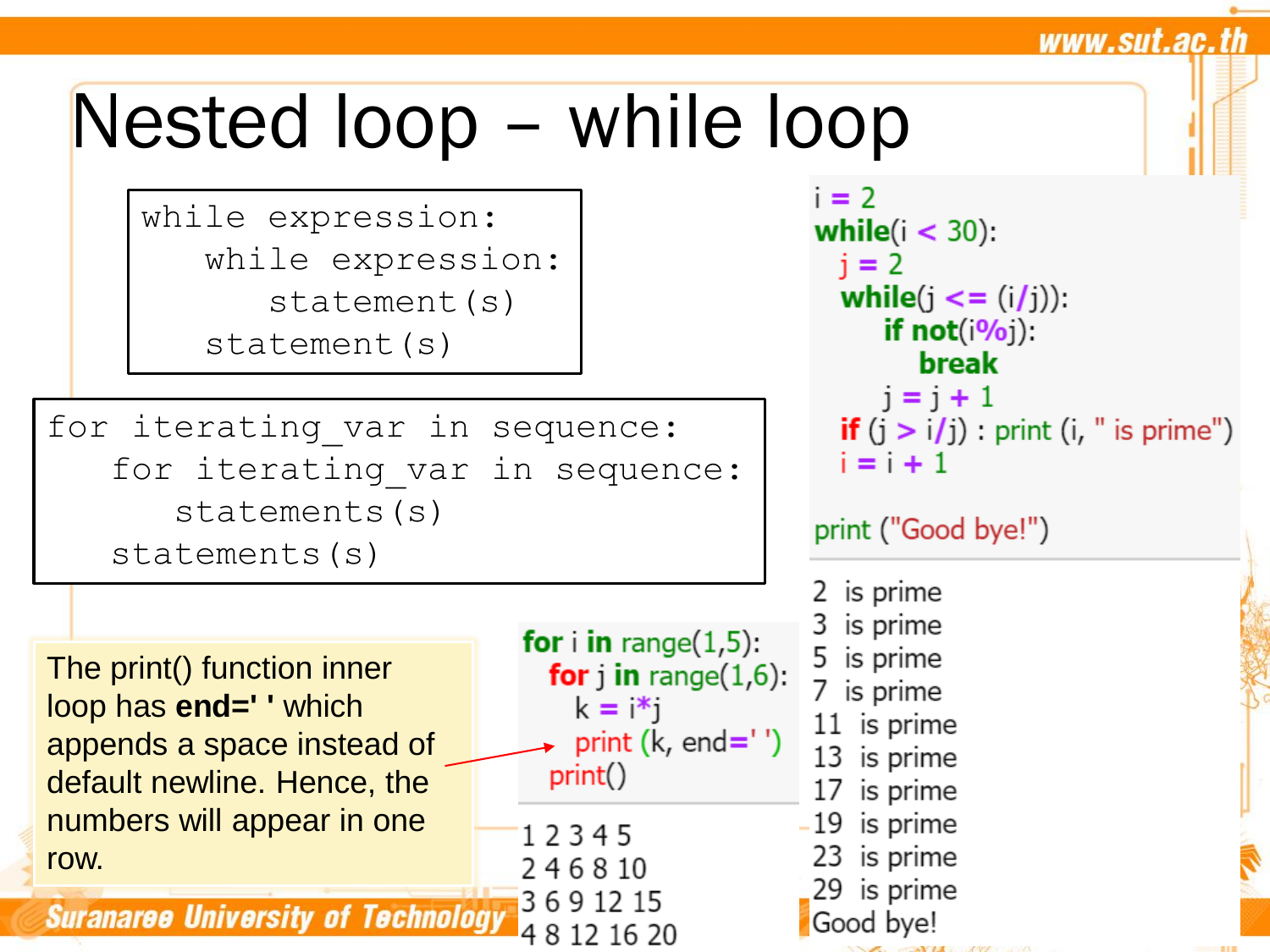# Nested loop – while loop

```
while expression:
    while expression:
        statement(s)
    statement(s)
```

```
for iterating_var in sequence:
    for iterating_var in sequence:
        statements(s)
    statements(s)
```

```
i = 2
while(i < 30):
  j = 2
  while(j <= (i/j)):
      if not(i%j):
          break
      j = j + 1
  if (j > i/j) : print (i, " is prime")
  i = i + 1

print ("Good bye!")
```

```
2  is prime
3  is prime
5  is prime
7  is prime
11  is prime
13  is prime
17  is prime
19  is prime
23  is prime
29  is prime
Good bye!
```

The print() function inner loop has **end=' '** which appends a space instead of default newline. Hence, the numbers will appear in one row.

```
for i in range(1,5):
   for j in range(1,6):
      k = i*j
      print (k, end=' ')
   print()
```

```
1 2 3 4 5
2 4 6 8 10
3 6 9 12 15
4 8 12 16 20
```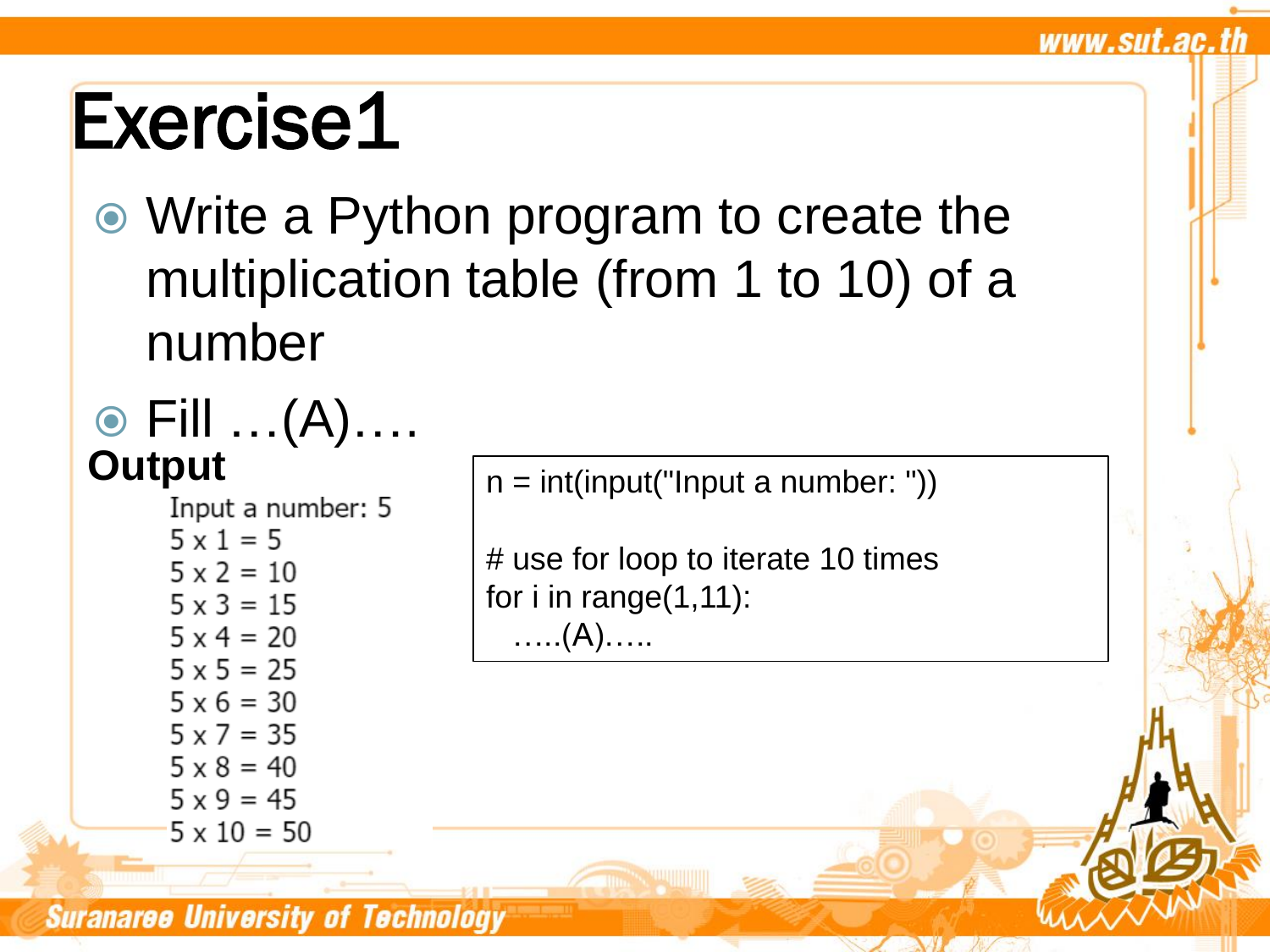# Exercise1

- Write a Python program to create the multiplication table (from 1 to 10) of a number
- Fill …(A)….

**Output**

```
Input a number: 5
5 x 1 = 5
5 x 2 = 10
5 x 3 = 15
5 x 4 = 20
5 x 5 = 25
5 x 6 = 30
5 x 7 = 35
5 x 8 = 40
5 x 9 = 45
5 x 10 = 50
```

```
n = int(input("Input a number: "))

# use for loop to iterate 10 times
for i in range(1,11):
   …..(A)…..
```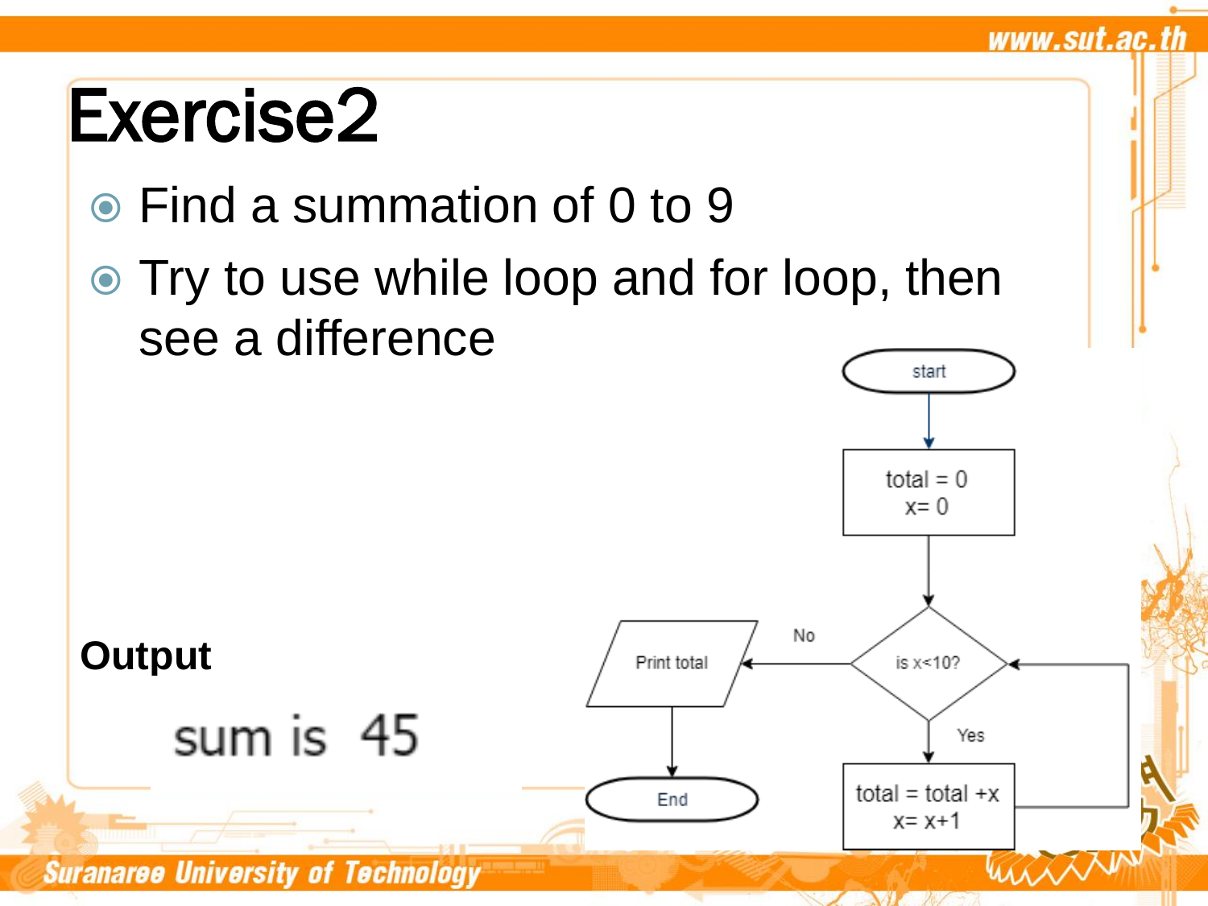# Exercise2

- Find a summation of 0 to 9
- Try to use while loop and for loop, then see a difference

start

total = 0
x= 0

is x<10?

Yes

total = total +x
x= x+1

No

Print total

End

**Output**

sum is 45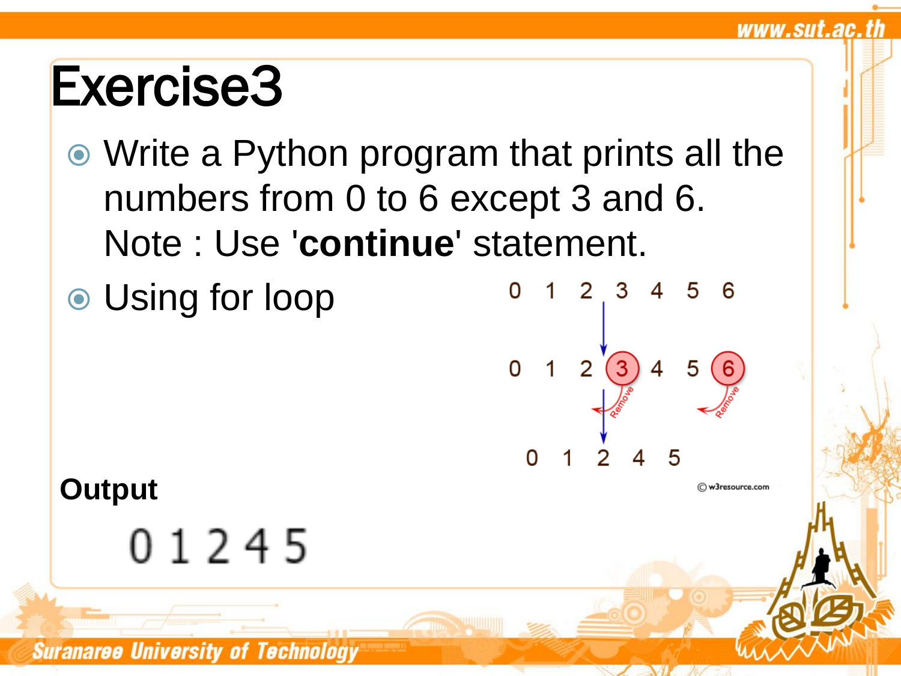# Exercise3

- Write a Python program that prints all the numbers from 0 to 6 except 3 and 6.
  Note : Use '**continue**' statement.
- Using for loop

0 1 2 3 4 5 6

0 1 2 3 4 5 6

0 1 2 4 5

© w3resource.com

**Output**

0 1 2 4 5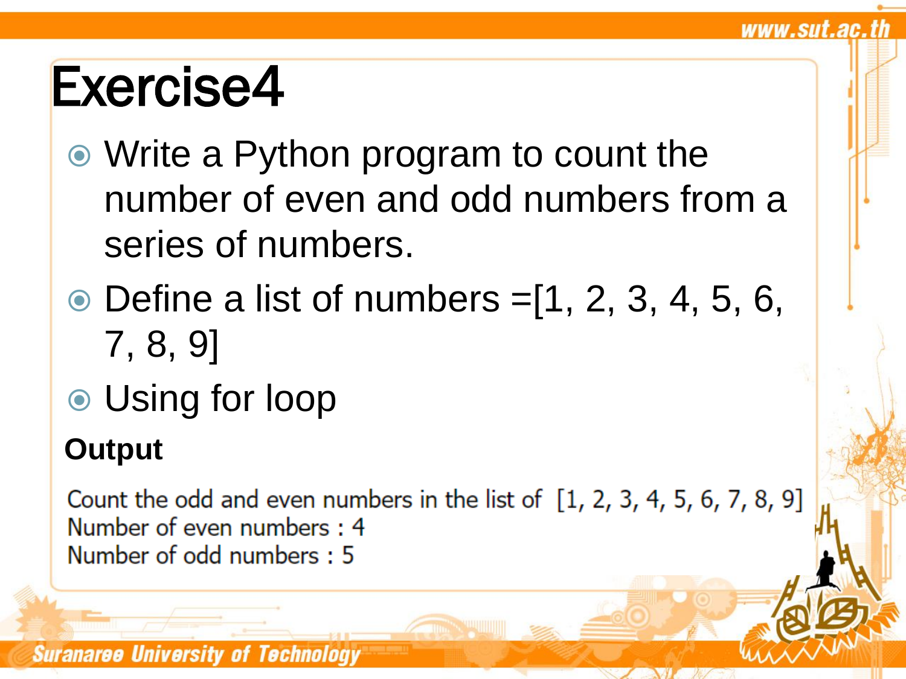# Exercise4

- Write a Python program to count the number of even and odd numbers from a series of numbers.
- Define a list of numbers =[1, 2, 3, 4, 5, 6, 7, 8, 9]
- Using for loop

**Output**

```
Count the odd and even numbers in the list of  [1, 2, 3, 4, 5, 6, 7, 8, 9]
Number of even numbers : 4
Number of odd numbers : 5
```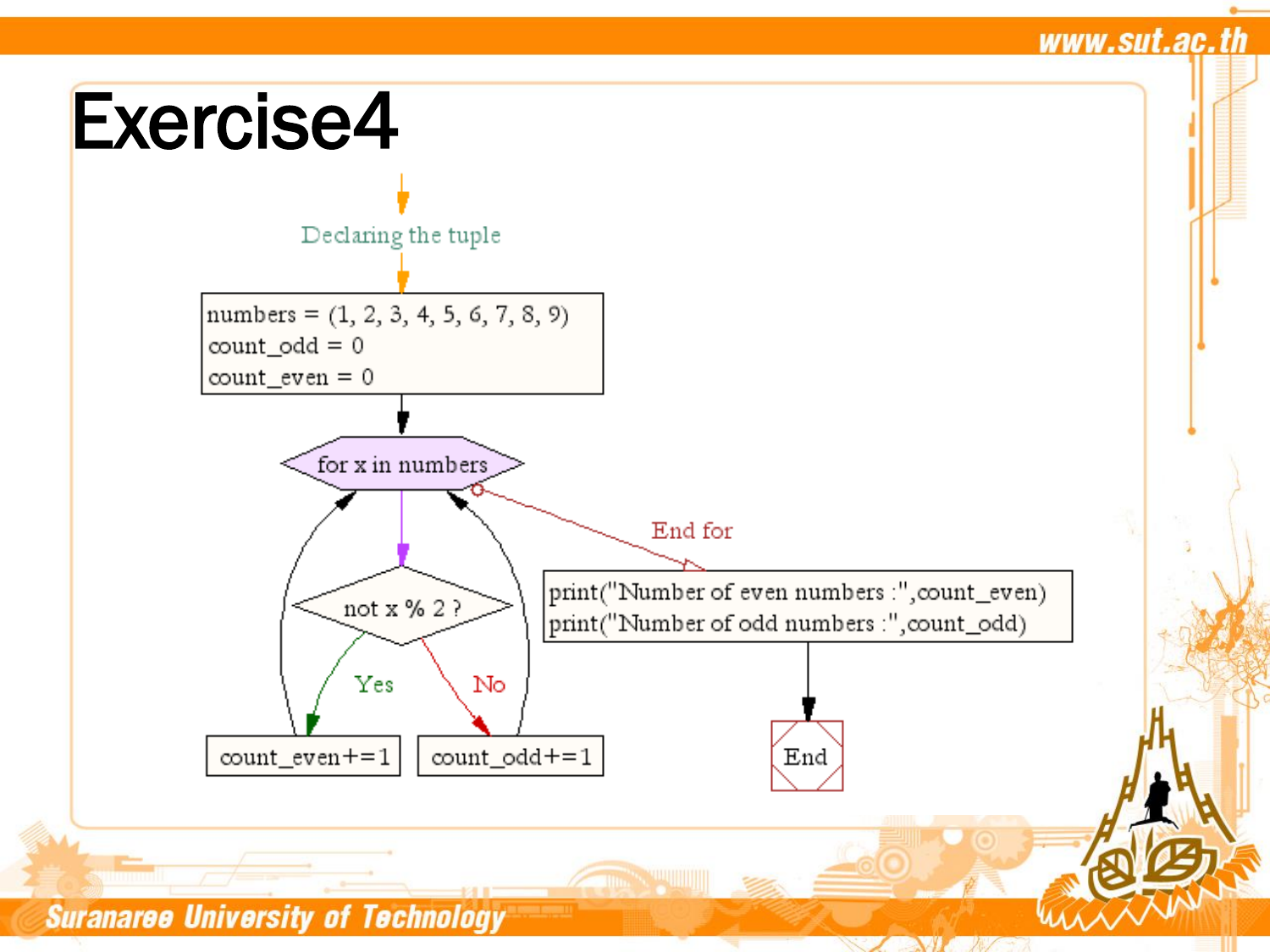# Exercise4

Declaring the tuple

```
numbers = (1, 2, 3, 4, 5, 6, 7, 8, 9)
count_odd = 0
count_even = 0
```

for x in numbers

not x % 2 ?

Yes

```
count_even+=1
```

No

```
count_odd+=1
```

End for

```
print("Number of even numbers :",count_even)
print("Number of odd numbers :",count_odd)
```

End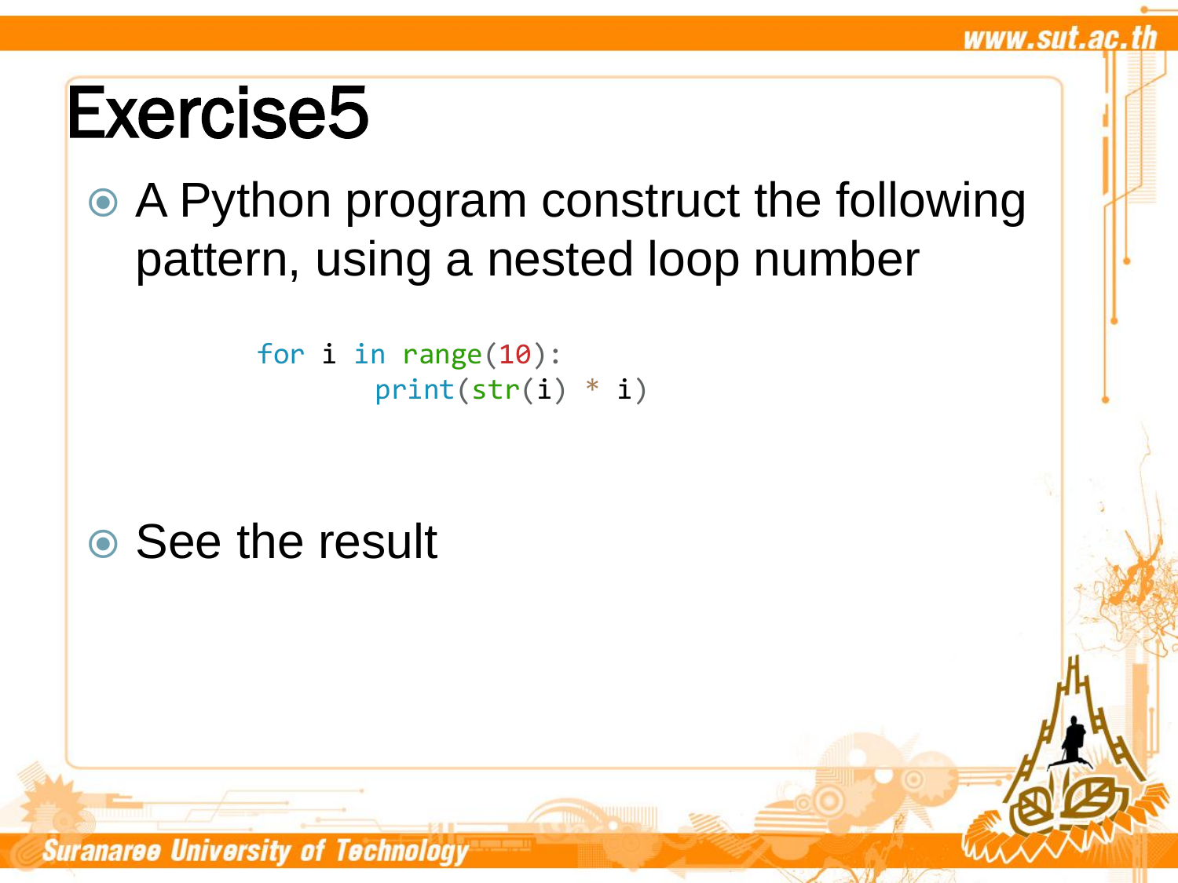# Exercise5

- A Python program construct the following pattern, using a nested loop number

```
for i in range(10):
        print(str(i) * i)
```

- See the result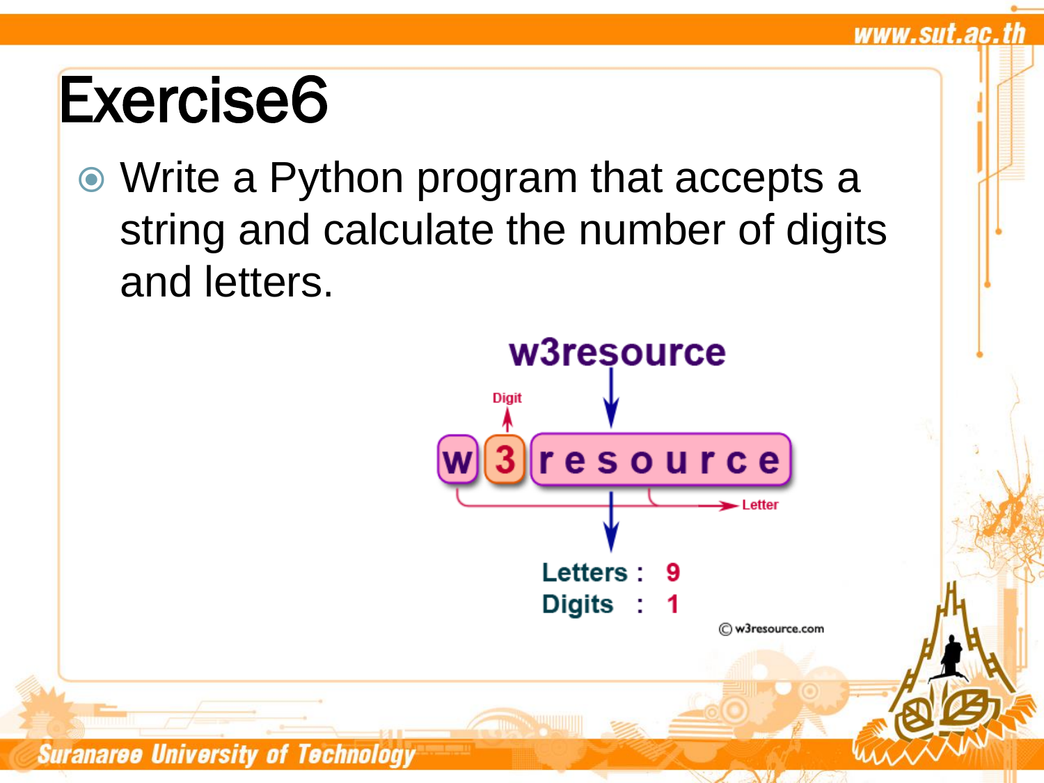# Exercise6

- Write a Python program that accepts a string and calculate the number of digits and letters.

w3resource

Digit

w 3 r e s o u r c e

Letter

Letters : 9
Digits : 1

© w3resource.com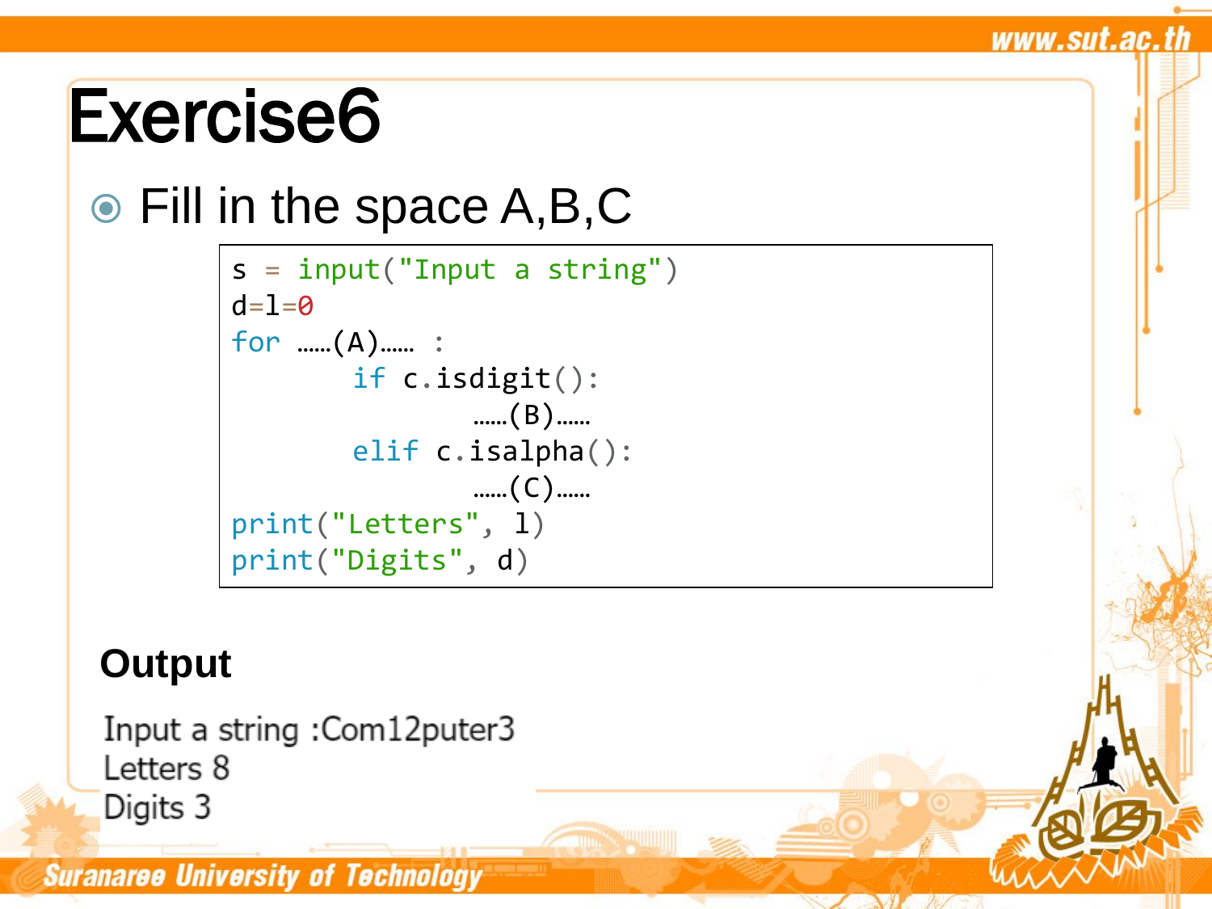# Exercise6

- Fill in the space A,B,C

```
s = input("Input a string")
d=l=0
for ……(A)…… :
       if c.isdigit():
              ……(B)……
       elif c.isalpha():
              ……(C)……
print("Letters", l)
print("Digits", d)
```

**Output**

```
Input a string :Com12puter3
Letters 8
Digits 3
```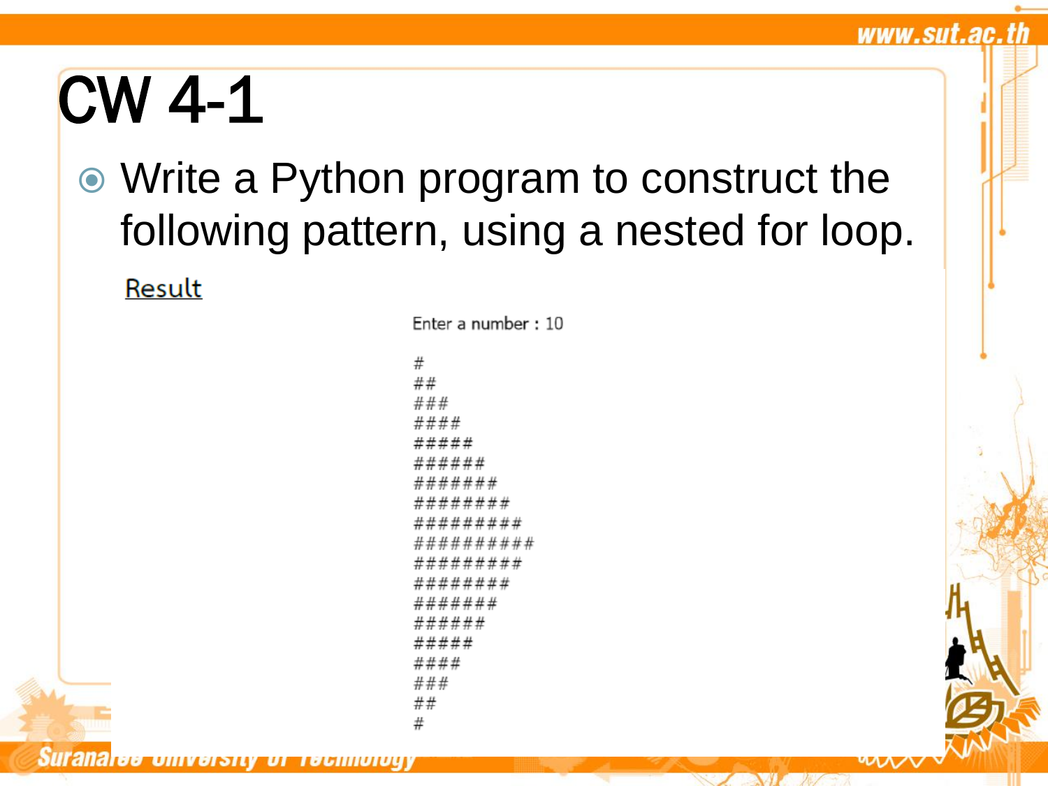# CW 4-1

- Write a Python program to construct the following pattern, using a nested for loop.

Result

```
Enter a number : 10

#
##
###
####
#####
######
#######
########
#########
##########
#########
########
#######
######
#####
####
###
##
#
```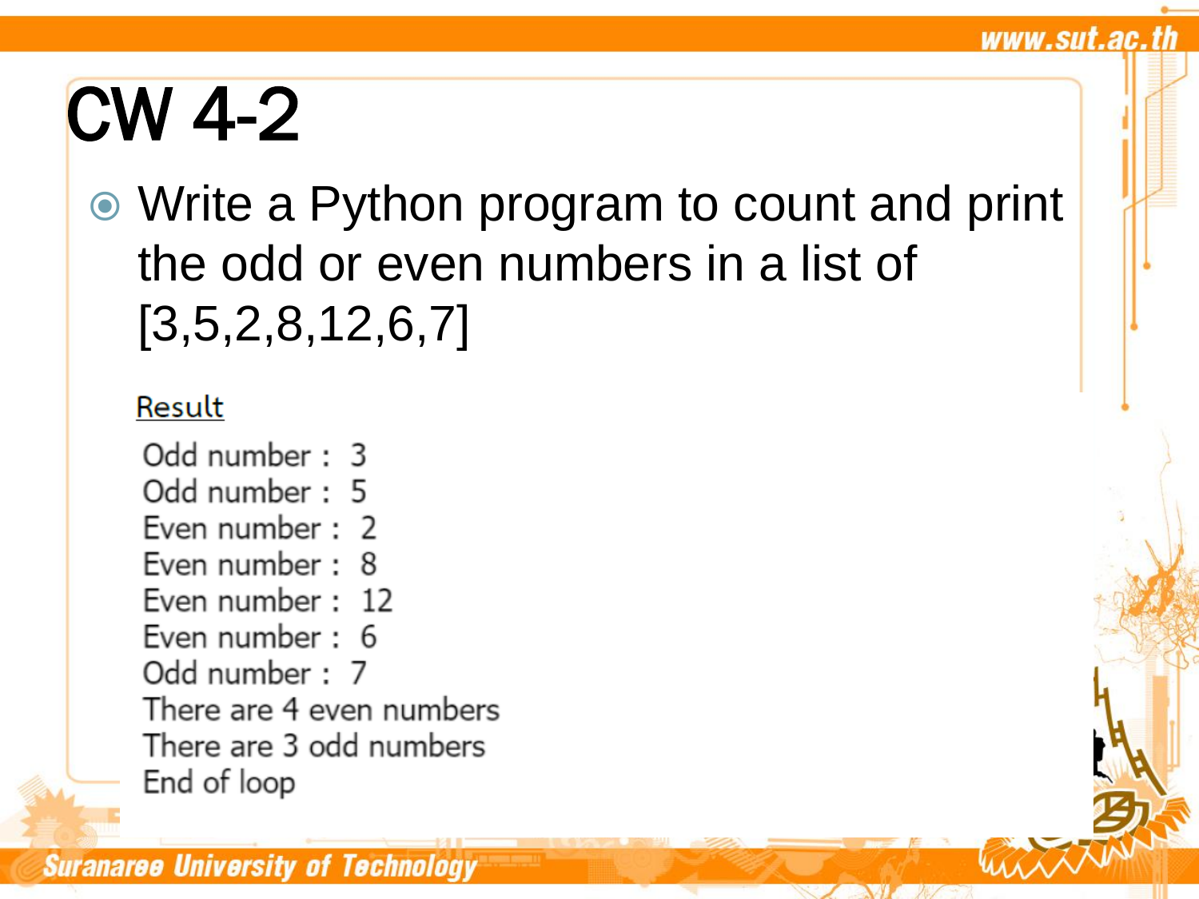# CW 4-2

- Write a Python program to count and print the odd or even numbers in a list of [3,5,2,8,12,6,7]

Result

```
Odd number :  3
Odd number :  5
Even number :  2
Even number :  8
Even number :  12
Even number :  6
Odd number :  7
There are 4 even numbers
There are 3 odd numbers
End of loop
```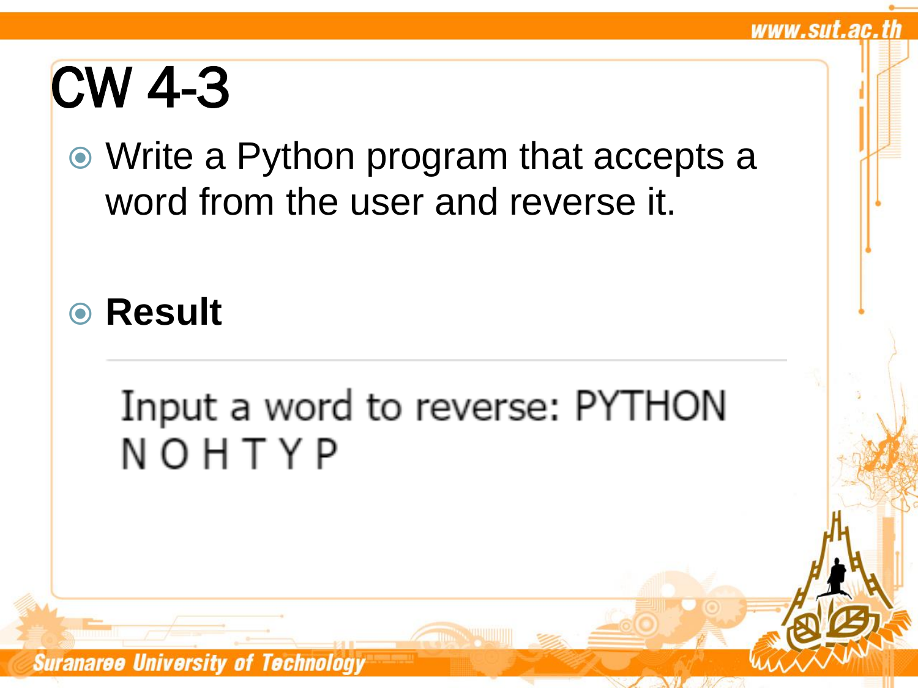# CW 4-3

- Write a Python program that accepts a word from the user and reverse it.

- **Result**

```
Input a word to reverse: PYTHON
N O H T Y P
```